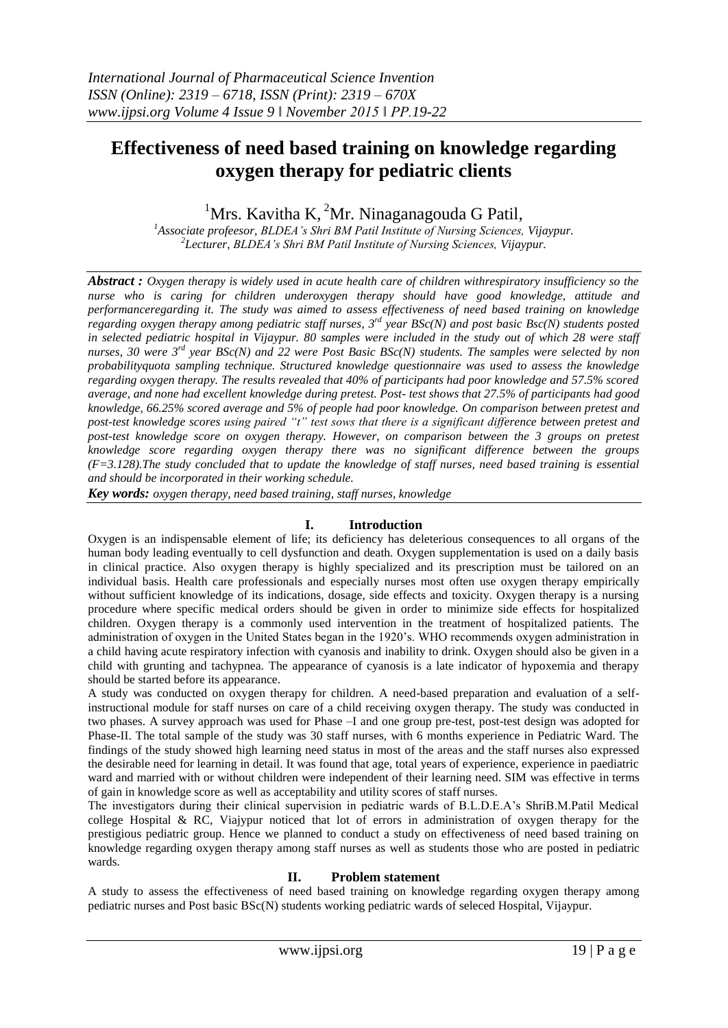# Effectiveness of need based training on knowledge regarding oxygen therapy for pediatric clients

[1]Mrs. Kavitha K, [2]Mr. Ninaganagouda G Patil,

[1]Associate profeesor, BLDEA's Shri BM Patil Institute of Nursing Sciences, Vijaypur.
[2]Lecturer, BLDEA's Shri BM Patil Institute of Nursing Sciences, Vijaypur.

***Abstract :*** *Oxygen therapy is widely used in acute health care of children withrespiratory insufficiency so the nurse who is caring for children underoxygen therapy should have good knowledge, attitude and performanceregarding it. The study was aimed to assess effectiveness of need based training on knowledge regarding oxygen therapy among pediatric staff nurses, 3rd year BSc(N) and post basic Bsc(N) students posted in selected pediatric hospital in Vijaypur. 80 samples were included in the study out of which 28 were staff nurses, 30 were 3rd year BSc(N) and 22 were Post Basic BSc(N) students. The samples were selected by non probabilityquota sampling technique. Structured knowledge questionnaire was used to assess the knowledge regarding oxygen therapy. The results revealed that 40% of participants had poor knowledge and 57.5% scored average, and none had excellent knowledge during pretest. Post- test shows that 27.5% of participants had good knowledge, 66.25% scored average and 5% of people had poor knowledge. On comparison between pretest and post-test knowledge scores using paired "t" test sows that there is a significant difference between pretest and post-test knowledge score on oxygen therapy. However, on comparison between the 3 groups on pretest knowledge score regarding oxygen therapy there was no significant difference between the groups (F=3.128).The study concluded that to update the knowledge of staff nurses, need based training is essential and should be incorporated in their working schedule.*

***Key words:*** *oxygen therapy, need based training, staff nurses, knowledge*

## I. Introduction

Oxygen is an indispensable element of life; its deficiency has deleterious consequences to all organs of the human body leading eventually to cell dysfunction and death. Oxygen supplementation is used on a daily basis in clinical practice. Also oxygen therapy is highly specialized and its prescription must be tailored on an individual basis. Health care professionals and especially nurses most often use oxygen therapy empirically without sufficient knowledge of its indications, dosage, side effects and toxicity. Oxygen therapy is a nursing procedure where specific medical orders should be given in order to minimize side effects for hospitalized children. Oxygen therapy is a commonly used intervention in the treatment of hospitalized patients. The administration of oxygen in the United States began in the 1920's. WHO recommends oxygen administration in a child having acute respiratory infection with cyanosis and inability to drink. Oxygen should also be given in a child with grunting and tachypnea. The appearance of cyanosis is a late indicator of hypoxemia and therapy should be started before its appearance.

A study was conducted on oxygen therapy for children. A need-based preparation and evaluation of a self-instructional module for staff nurses on care of a child receiving oxygen therapy. The study was conducted in two phases. A survey approach was used for Phase –I and one group pre-test, post-test design was adopted for Phase-II. The total sample of the study was 30 staff nurses, with 6 months experience in Pediatric Ward. The findings of the study showed high learning need status in most of the areas and the staff nurses also expressed the desirable need for learning in detail. It was found that age, total years of experience, experience in paediatric ward and married with or without children were independent of their learning need. SIM was effective in terms of gain in knowledge score as well as acceptability and utility scores of staff nurses.

The investigators during their clinical supervision in pediatric wards of B.L.D.E.A's ShriB.M.Patil Medical college Hospital & RC, Viajypur noticed that lot of errors in administration of oxygen therapy for the prestigious pediatric group. Hence we planned to conduct a study on effectiveness of need based training on knowledge regarding oxygen therapy among staff nurses as well as students those who are posted in pediatric wards.

## II. Problem statement

A study to assess the effectiveness of need based training on knowledge regarding oxygen therapy among pediatric nurses and Post basic BSc(N) students working pediatric wards of seleced Hospital, Vijaypur.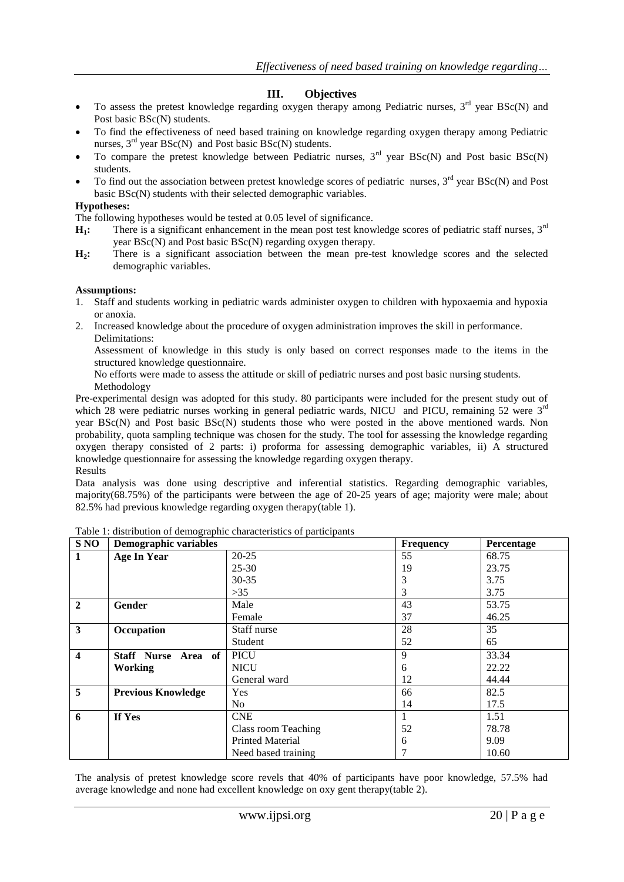## III. Objectives

- To assess the pretest knowledge regarding oxygen therapy among Pediatric nurses, 3rd year BSc(N) and Post basic BSc(N) students.
- To find the effectiveness of need based training on knowledge regarding oxygen therapy among Pediatric nurses, 3rd year BSc(N) and Post basic BSc(N) students.
- To compare the pretest knowledge between Pediatric nurses, 3rd year BSc(N) and Post basic BSc(N) students.
- To find out the association between pretest knowledge scores of pediatric nurses, 3rd year BSc(N) and Post basic BSc(N) students with their selected demographic variables.

**Hypotheses:**

The following hypotheses would be tested at 0.05 level of significance.

**$H_1$:** There is a significant enhancement in the mean post test knowledge scores of pediatric staff nurses, 3rd year BSc(N) and Post basic BSc(N) regarding oxygen therapy.

**$H_2$:** There is a significant association between the mean pre-test knowledge scores and the selected demographic variables.

**Assumptions:**

1. Staff and students working in pediatric wards administer oxygen to children with hypoxaemia and hypoxia or anoxia.
2. Increased knowledge about the procedure of oxygen administration improves the skill in performance.

Delimitations:

Assessment of knowledge in this study is only based on correct responses made to the items in the structured knowledge questionnaire.

No efforts were made to assess the attitude or skill of pediatric nurses and post basic nursing students.

Methodology

Pre-experimental design was adopted for this study. 80 participants were included for the present study out of which 28 were pediatric nurses working in general pediatric wards, NICU and PICU, remaining 52 were 3rd year BSc(N) and Post basic BSc(N) students those who were posted in the above mentioned wards. Non probability, quota sampling technique was chosen for the study. The tool for assessing the knowledge regarding oxygen therapy consisted of 2 parts: i) proforma for assessing demographic variables, ii) A structured knowledge questionnaire for assessing the knowledge regarding oxygen therapy.

Results

Data analysis was done using descriptive and inferential statistics. Regarding demographic variables, majority(68.75%) of the participants were between the age of 20-25 years of age; majority were male; about 82.5% had previous knowledge regarding oxygen therapy(table 1).

Table 1: distribution of demographic characteristics of participants

| S NO | Demographic variables | | Frequency | Percentage |
|---|---|---|---|---|
| 1 | Age In Year | 20-25 | 55 | 68.75 |
| | | 25-30 | 19 | 23.75 |
| | | 30-35 | 3 | 3.75 |
| | | >35 | 3 | 3.75 |
| 2 | Gender | Male | 43 | 53.75 |
| | | Female | 37 | 46.25 |
| 3 | Occupation | Staff nurse | 28 | 35 |
| | | Student | 52 | 65 |
| 4 | Staff Nurse Area of Working | PICU | 9 | 33.34 |
| | | NICU | 6 | 22.22 |
| | | General ward | 12 | 44.44 |
| 5 | Previous Knowledge | Yes | 66 | 82.5 |
| | | No | 14 | 17.5 |
| 6 | If Yes | CNE | 1 | 1.51 |
| | | Class room Teaching | 52 | 78.78 |
| | | Printed Material | 6 | 9.09 |
| | | Need based training | 7 | 10.60 |

The analysis of pretest knowledge score revels that 40% of participants have poor knowledge, 57.5% had average knowledge and none had excellent knowledge on oxy gent therapy(table 2).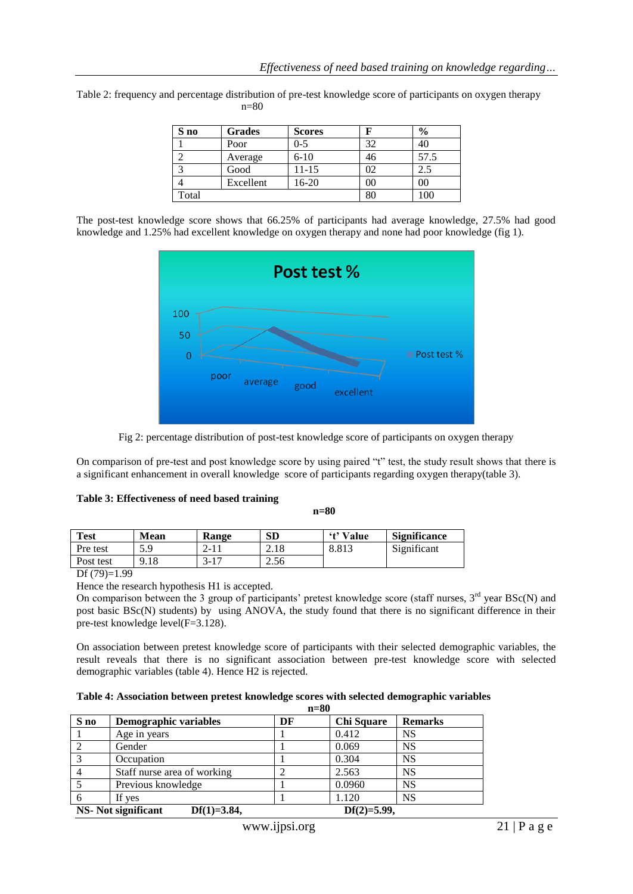Table 2: frequency and percentage distribution of pre-test knowledge score of participants on oxygen therapy

n=80

| S no | Grades | Scores | F | % |
|---|---|---|---|---|
| 1 | Poor | 0-5 | 32 | 40 |
| 2 | Average | 6-10 | 46 | 57.5 |
| 3 | Good | 11-15 | 02 | 2.5 |
| 4 | Excellent | 16-20 | 00 | 00 |
| Total | | | 80 | 100 |

The post-test knowledge score shows that 66.25% of participants had average knowledge, 27.5% had good knowledge and 1.25% had excellent knowledge on oxygen therapy and none had poor knowledge (fig 1).

Fig 2: percentage distribution of post-test knowledge score of participants on oxygen therapy

On comparison of pre-test and post knowledge score by using paired "t" test, the study result shows that there is a significant enhancement in overall knowledge score of participants regarding oxygen therapy(table 3).

**Table 3: Effectiveness of need based training**

**n=80**

| Test | Mean | Range | SD | 't' Value | Significance |
|---|---|---|---|---|---|
| Pre test | 5.9 | 2-11 | 2.18 | 8.813 | Significant |
| Post test | 9.18 | 3-17 | 2.56 | | |

Df (79)=1.99

Hence the research hypothesis H1 is accepted.

On comparison between the 3 group of participants' pretest knowledge score (staff nurses, 3rd year BSc(N) and post basic BSc(N) students) by using ANOVA, the study found that there is no significant difference in their pre-test knowledge level(F=3.128).

On association between pretest knowledge score of participants with their selected demographic variables, the result reveals that there is no significant association between pre-test knowledge score with selected demographic variables (table 4). Hence H2 is rejected.

**Table 4: Association between pretest knowledge scores with selected demographic variables**

**n=80**

| S no | Demographic variables | DF | Chi Square | Remarks |
|---|---|---|---|---|
| 1 | Age in years | 1 | 0.412 | NS |
| 2 | Gender | 1 | 0.069 | NS |
| 3 | Occupation | 1 | 0.304 | NS |
| 4 | Staff nurse area of working | 2 | 2.563 | NS |
| 5 | Previous knowledge | 1 | 0.0960 | NS |
| 6 | If yes | 1 | 1.120 | NS |

**NS- Not significant Df(1)=3.84, Df(2)=5.99,**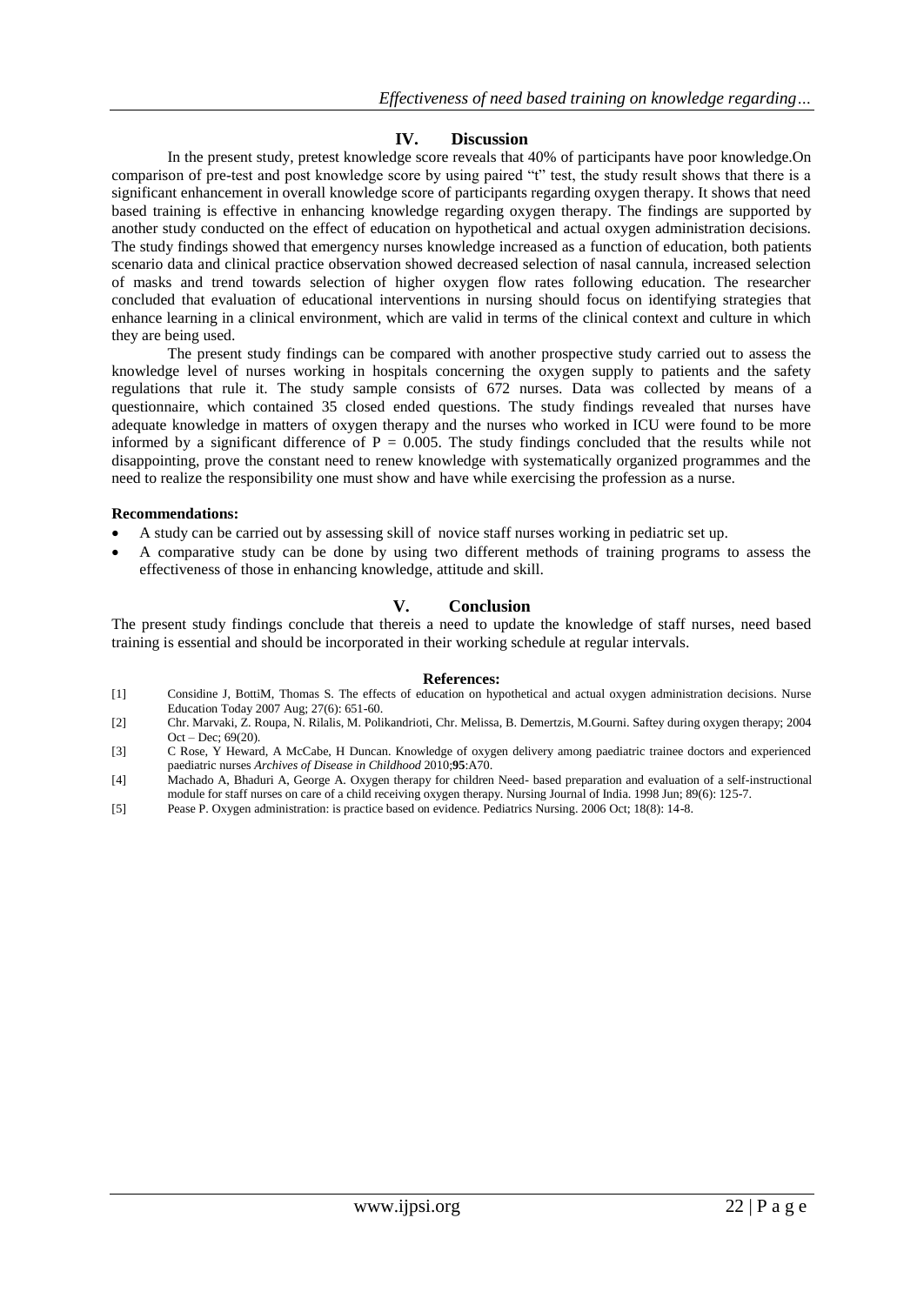## IV. Discussion

In the present study, pretest knowledge score reveals that 40% of participants have poor knowledge.On comparison of pre-test and post knowledge score by using paired "t" test, the study result shows that there is a significant enhancement in overall knowledge score of participants regarding oxygen therapy. It shows that need based training is effective in enhancing knowledge regarding oxygen therapy. The findings are supported by another study conducted on the effect of education on hypothetical and actual oxygen administration decisions. The study findings showed that emergency nurses knowledge increased as a function of education, both patients scenario data and clinical practice observation showed decreased selection of nasal cannula, increased selection of masks and trend towards selection of higher oxygen flow rates following education. The researcher concluded that evaluation of educational interventions in nursing should focus on identifying strategies that enhance learning in a clinical environment, which are valid in terms of the clinical context and culture in which they are being used.

The present study findings can be compared with another prospective study carried out to assess the knowledge level of nurses working in hospitals concerning the oxygen supply to patients and the safety regulations that rule it. The study sample consists of 672 nurses. Data was collected by means of a questionnaire, which contained 35 closed ended questions. The study findings revealed that nurses have adequate knowledge in matters of oxygen therapy and the nurses who worked in ICU were found to be more informed by a significant difference of $P = 0.005$. The study findings concluded that the results while not disappointing, prove the constant need to renew knowledge with systematically organized programmes and the need to realize the responsibility one must show and have while exercising the profession as a nurse.

**Recommendations:**

- A study can be carried out by assessing skill of novice staff nurses working in pediatric set up.
- A comparative study can be done by using two different methods of training programs to assess the effectiveness of those in enhancing knowledge, attitude and skill.

## V. Conclusion

The present study findings conclude that thereis a need to update the knowledge of staff nurses, need based training is essential and should be incorporated in their working schedule at regular intervals.

### References:

[1] Considine J, BottiM, Thomas S. The effects of education on hypothetical and actual oxygen administration decisions. Nurse Education Today 2007 Aug; 27(6): 651-60.

[2] Chr. Marvaki, Z. Roupa, N. Rilalis, M. Polikandrioti, Chr. Melissa, B. Demertzis, M.Gourni. Saftey during oxygen therapy; 2004 Oct – Dec; 69(20).

[3] C Rose, Y Heward, A McCabe, H Duncan. Knowledge of oxygen delivery among paediatric trainee doctors and experienced paediatric nurses *Archives of Disease in Childhood* 2010;**95**:A70.

[4] Machado A, Bhaduri A, George A. Oxygen therapy for children Need- based preparation and evaluation of a self-instructional module for staff nurses on care of a child receiving oxygen therapy. Nursing Journal of India. 1998 Jun; 89(6): 125-7.

[5] Pease P. Oxygen administration: is practice based on evidence. Pediatrics Nursing. 2006 Oct; 18(8): 14-8.